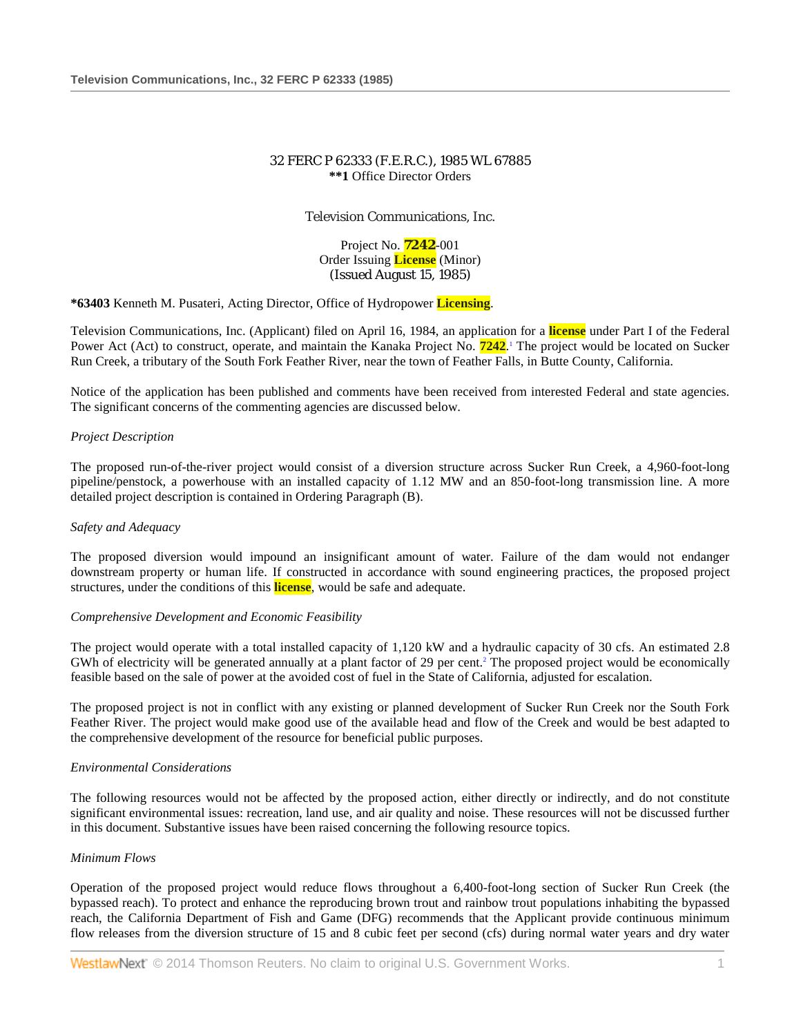32 FERC P 62333 (F.E.R.C.), 1985 WL 67885
**\*\*1** Office Director Orders

Television Communications, Inc.

Project No. 7242-001
Order Issuing License (Minor)
(Issued August 15, 1985)

**\*63403** Kenneth M. Pusateri, Acting Director, Office of Hydropower Licensing.

Television Communications, Inc. (Applicant) filed on April 16, 1984, an application for a license under Part I of the Federal Power Act (Act) to construct, operate, and maintain the Kanaka Project No. 7242.[1] The project would be located on Sucker Run Creek, a tributary of the South Fork Feather River, near the town of Feather Falls, in Butte County, California.

Notice of the application has been published and comments have been received from interested Federal and state agencies. The significant concerns of the commenting agencies are discussed below.

*Project Description*

The proposed run-of-the-river project would consist of a diversion structure across Sucker Run Creek, a 4,960-foot-long pipeline/penstock, a powerhouse with an installed capacity of 1.12 MW and an 850-foot-long transmission line. A more detailed project description is contained in Ordering Paragraph (B).

*Safety and Adequacy*

The proposed diversion would impound an insignificant amount of water. Failure of the dam would not endanger downstream property or human life. If constructed in accordance with sound engineering practices, the proposed project structures, under the conditions of this license, would be safe and adequate.

*Comprehensive Development and Economic Feasibility*

The project would operate with a total installed capacity of 1,120 kW and a hydraulic capacity of 30 cfs. An estimated 2.8 GWh of electricity will be generated annually at a plant factor of 29 per cent.[2] The proposed project would be economically feasible based on the sale of power at the avoided cost of fuel in the State of California, adjusted for escalation.

The proposed project is not in conflict with any existing or planned development of Sucker Run Creek nor the South Fork Feather River. The project would make good use of the available head and flow of the Creek and would be best adapted to the comprehensive development of the resource for beneficial public purposes.

*Environmental Considerations*

The following resources would not be affected by the proposed action, either directly or indirectly, and do not constitute significant environmental issues: recreation, land use, and air quality and noise. These resources will not be discussed further in this document. Substantive issues have been raised concerning the following resource topics.

*Minimum Flows*

Operation of the proposed project would reduce flows throughout a 6,400-foot-long section of Sucker Run Creek (the bypassed reach). To protect and enhance the reproducing brown trout and rainbow trout populations inhabiting the bypassed reach, the California Department of Fish and Game (DFG) recommends that the Applicant provide continuous minimum flow releases from the diversion structure of 15 and 8 cubic feet per second (cfs) during normal water years and dry water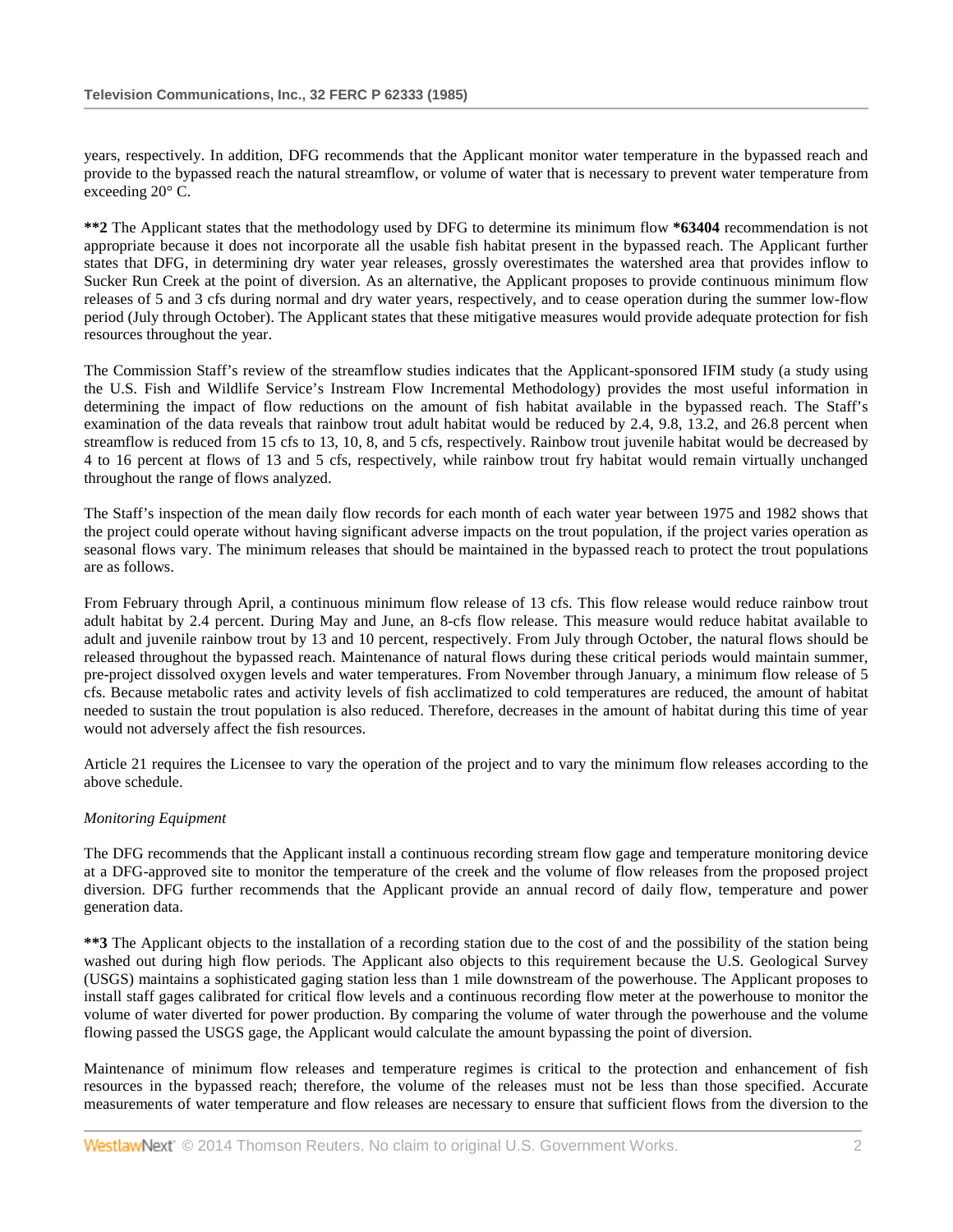years, respectively. In addition, DFG recommends that the Applicant monitor water temperature in the bypassed reach and provide to the bypassed reach the natural streamflow, or volume of water that is necessary to prevent water temperature from exceeding 20° C.

**\*\*2** The Applicant states that the methodology used by DFG to determine its minimum flow **\*63404** recommendation is not appropriate because it does not incorporate all the usable fish habitat present in the bypassed reach. The Applicant further states that DFG, in determining dry water year releases, grossly overestimates the watershed area that provides inflow to Sucker Run Creek at the point of diversion. As an alternative, the Applicant proposes to provide continuous minimum flow releases of 5 and 3 cfs during normal and dry water years, respectively, and to cease operation during the summer low-flow period (July through October). The Applicant states that these mitigative measures would provide adequate protection for fish resources throughout the year.

The Commission Staff's review of the streamflow studies indicates that the Applicant-sponsored IFIM study (a study using the U.S. Fish and Wildlife Service's Instream Flow Incremental Methodology) provides the most useful information in determining the impact of flow reductions on the amount of fish habitat available in the bypassed reach. The Staff's examination of the data reveals that rainbow trout adult habitat would be reduced by 2.4, 9.8, 13.2, and 26.8 percent when streamflow is reduced from 15 cfs to 13, 10, 8, and 5 cfs, respectively. Rainbow trout juvenile habitat would be decreased by 4 to 16 percent at flows of 13 and 5 cfs, respectively, while rainbow trout fry habitat would remain virtually unchanged throughout the range of flows analyzed.

The Staff's inspection of the mean daily flow records for each month of each water year between 1975 and 1982 shows that the project could operate without having significant adverse impacts on the trout population, if the project varies operation as seasonal flows vary. The minimum releases that should be maintained in the bypassed reach to protect the trout populations are as follows.

From February through April, a continuous minimum flow release of 13 cfs. This flow release would reduce rainbow trout adult habitat by 2.4 percent. During May and June, an 8-cfs flow release. This measure would reduce habitat available to adult and juvenile rainbow trout by 13 and 10 percent, respectively. From July through October, the natural flows should be released throughout the bypassed reach. Maintenance of natural flows during these critical periods would maintain summer, pre-project dissolved oxygen levels and water temperatures. From November through January, a minimum flow release of 5 cfs. Because metabolic rates and activity levels of fish acclimatized to cold temperatures are reduced, the amount of habitat needed to sustain the trout population is also reduced. Therefore, decreases in the amount of habitat during this time of year would not adversely affect the fish resources.

Article 21 requires the Licensee to vary the operation of the project and to vary the minimum flow releases according to the above schedule.

*Monitoring Equipment*

The DFG recommends that the Applicant install a continuous recording stream flow gage and temperature monitoring device at a DFG-approved site to monitor the temperature of the creek and the volume of flow releases from the proposed project diversion. DFG further recommends that the Applicant provide an annual record of daily flow, temperature and power generation data.

**\*\*3** The Applicant objects to the installation of a recording station due to the cost of and the possibility of the station being washed out during high flow periods. The Applicant also objects to this requirement because the U.S. Geological Survey (USGS) maintains a sophisticated gaging station less than 1 mile downstream of the powerhouse. The Applicant proposes to install staff gages calibrated for critical flow levels and a continuous recording flow meter at the powerhouse to monitor the volume of water diverted for power production. By comparing the volume of water through the powerhouse and the volume flowing passed the USGS gage, the Applicant would calculate the amount bypassing the point of diversion.

Maintenance of minimum flow releases and temperature regimes is critical to the protection and enhancement of fish resources in the bypassed reach; therefore, the volume of the releases must not be less than those specified. Accurate measurements of water temperature and flow releases are necessary to ensure that sufficient flows from the diversion to the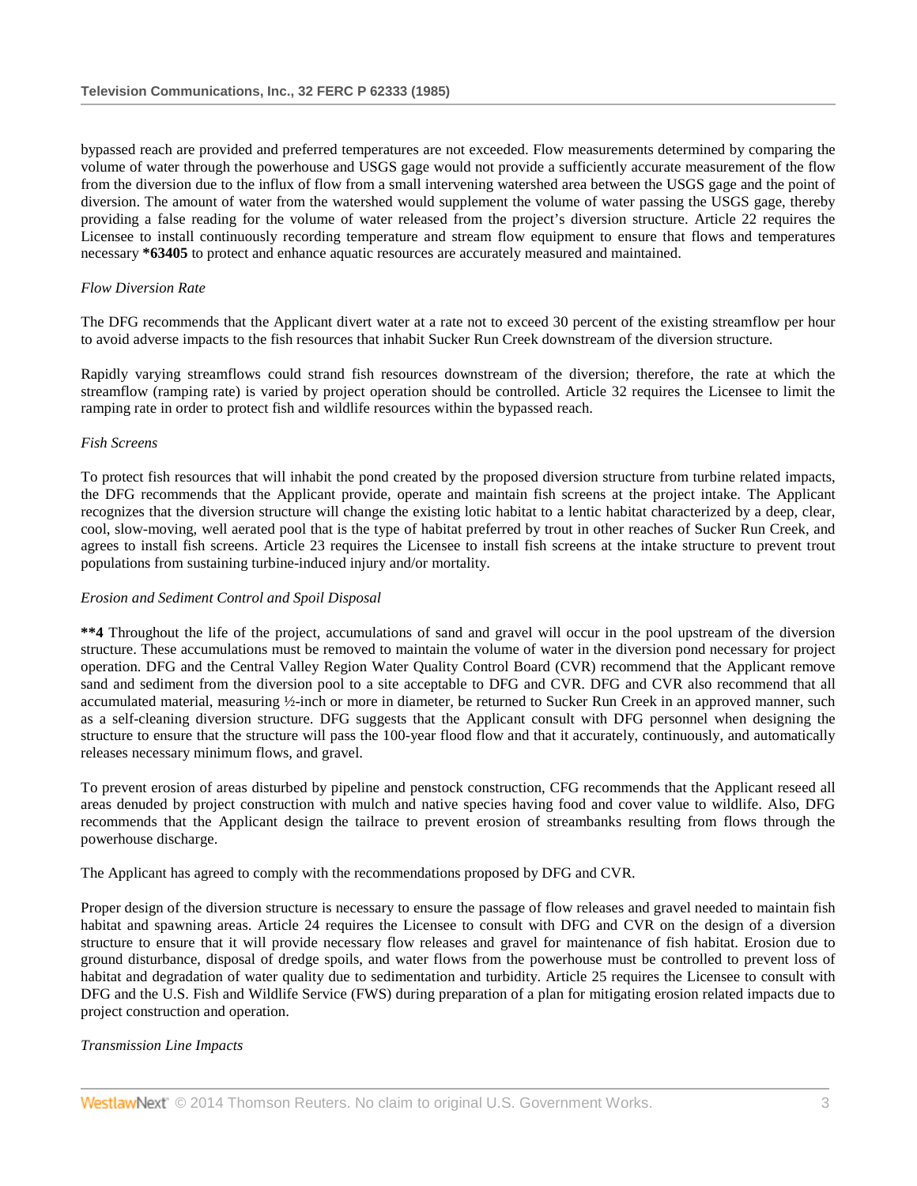bypassed reach are provided and preferred temperatures are not exceeded. Flow measurements determined by comparing the volume of water through the powerhouse and USGS gage would not provide a sufficiently accurate measurement of the flow from the diversion due to the influx of flow from a small intervening watershed area between the USGS gage and the point of diversion. The amount of water from the watershed would supplement the volume of water passing the USGS gage, thereby providing a false reading for the volume of water released from the project's diversion structure. Article 22 requires the Licensee to install continuously recording temperature and stream flow equipment to ensure that flows and temperatures necessary **\*63405** to protect and enhance aquatic resources are accurately measured and maintained.

*Flow Diversion Rate*

The DFG recommends that the Applicant divert water at a rate not to exceed 30 percent of the existing streamflow per hour to avoid adverse impacts to the fish resources that inhabit Sucker Run Creek downstream of the diversion structure.

Rapidly varying streamflows could strand fish resources downstream of the diversion; therefore, the rate at which the streamflow (ramping rate) is varied by project operation should be controlled. Article 32 requires the Licensee to limit the ramping rate in order to protect fish and wildlife resources within the bypassed reach.

*Fish Screens*

To protect fish resources that will inhabit the pond created by the proposed diversion structure from turbine related impacts, the DFG recommends that the Applicant provide, operate and maintain fish screens at the project intake. The Applicant recognizes that the diversion structure will change the existing lotic habitat to a lentic habitat characterized by a deep, clear, cool, slow-moving, well aerated pool that is the type of habitat preferred by trout in other reaches of Sucker Run Creek, and agrees to install fish screens. Article 23 requires the Licensee to install fish screens at the intake structure to prevent trout populations from sustaining turbine-induced injury and/or mortality.

*Erosion and Sediment Control and Spoil Disposal*

**\*\*4** Throughout the life of the project, accumulations of sand and gravel will occur in the pool upstream of the diversion structure. These accumulations must be removed to maintain the volume of water in the diversion pond necessary for project operation. DFG and the Central Valley Region Water Quality Control Board (CVR) recommend that the Applicant remove sand and sediment from the diversion pool to a site acceptable to DFG and CVR. DFG and CVR also recommend that all accumulated material, measuring ½-inch or more in diameter, be returned to Sucker Run Creek in an approved manner, such as a self-cleaning diversion structure. DFG suggests that the Applicant consult with DFG personnel when designing the structure to ensure that the structure will pass the 100-year flood flow and that it accurately, continuously, and automatically releases necessary minimum flows, and gravel.

To prevent erosion of areas disturbed by pipeline and penstock construction, CFG recommends that the Applicant reseed all areas denuded by project construction with mulch and native species having food and cover value to wildlife. Also, DFG recommends that the Applicant design the tailrace to prevent erosion of streambanks resulting from flows through the powerhouse discharge.

The Applicant has agreed to comply with the recommendations proposed by DFG and CVR.

Proper design of the diversion structure is necessary to ensure the passage of flow releases and gravel needed to maintain fish habitat and spawning areas. Article 24 requires the Licensee to consult with DFG and CVR on the design of a diversion structure to ensure that it will provide necessary flow releases and gravel for maintenance of fish habitat. Erosion due to ground disturbance, disposal of dredge spoils, and water flows from the powerhouse must be controlled to prevent loss of habitat and degradation of water quality due to sedimentation and turbidity. Article 25 requires the Licensee to consult with DFG and the U.S. Fish and Wildlife Service (FWS) during preparation of a plan for mitigating erosion related impacts due to project construction and operation.

*Transmission Line Impacts*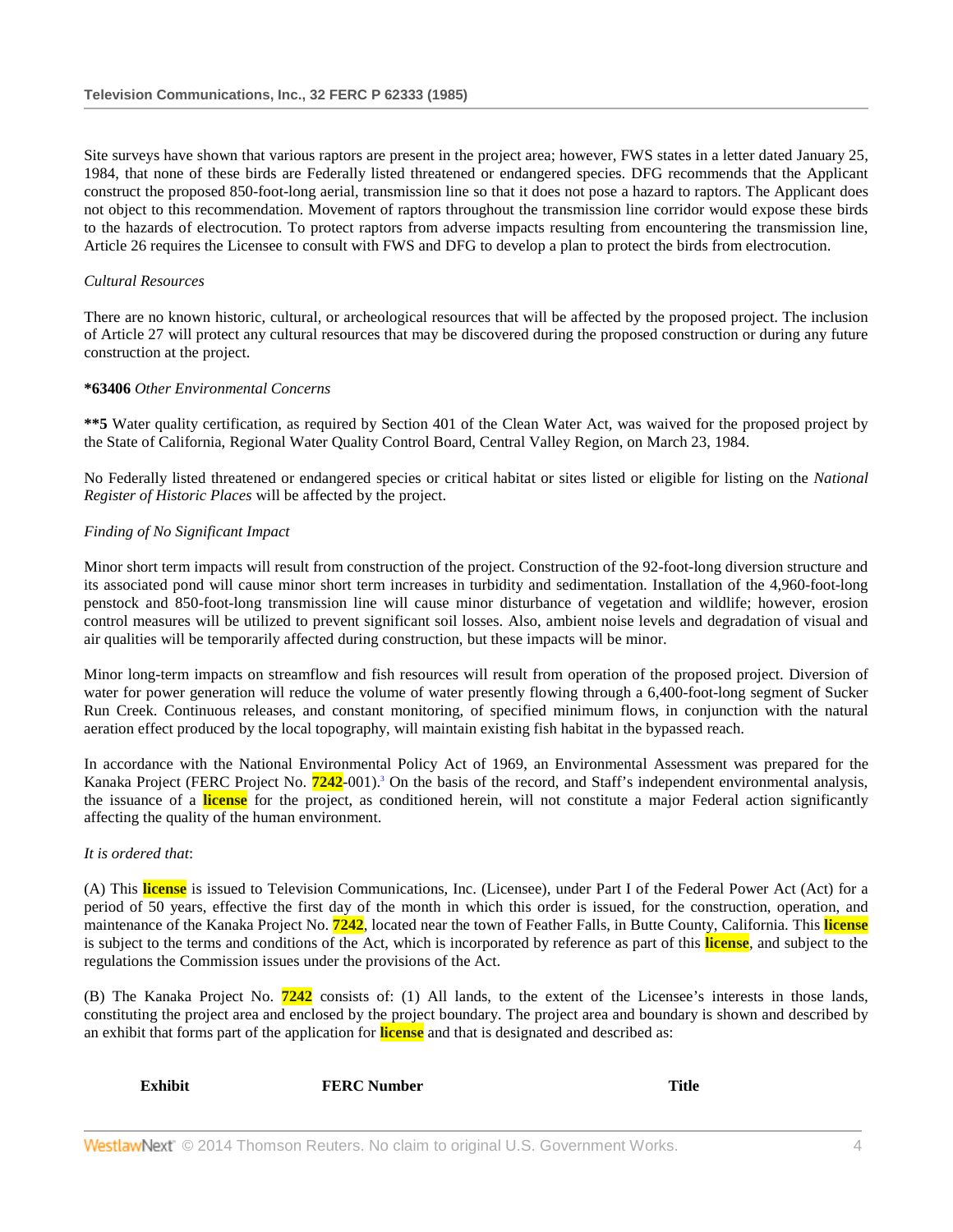Site surveys have shown that various raptors are present in the project area; however, FWS states in a letter dated January 25, 1984, that none of these birds are Federally listed threatened or endangered species. DFG recommends that the Applicant construct the proposed 850-foot-long aerial, transmission line so that it does not pose a hazard to raptors. The Applicant does not object to this recommendation. Movement of raptors throughout the transmission line corridor would expose these birds to the hazards of electrocution. To protect raptors from adverse impacts resulting from encountering the transmission line, Article 26 requires the Licensee to consult with FWS and DFG to develop a plan to protect the birds from electrocution.

*Cultural Resources*

There are no known historic, cultural, or archeological resources that will be affected by the proposed project. The inclusion of Article 27 will protect any cultural resources that may be discovered during the proposed construction or during any future construction at the project.

**\*63406** *Other Environmental Concerns*

**\*\*5** Water quality certification, as required by Section 401 of the Clean Water Act, was waived for the proposed project by the State of California, Regional Water Quality Control Board, Central Valley Region, on March 23, 1984.

No Federally listed threatened or endangered species or critical habitat or sites listed or eligible for listing on the *National Register of Historic Places* will be affected by the project.

*Finding of No Significant Impact*

Minor short term impacts will result from construction of the project. Construction of the 92-foot-long diversion structure and its associated pond will cause minor short term increases in turbidity and sedimentation. Installation of the 4,960-foot-long penstock and 850-foot-long transmission line will cause minor disturbance of vegetation and wildlife; however, erosion control measures will be utilized to prevent significant soil losses. Also, ambient noise levels and degradation of visual and air qualities will be temporarily affected during construction, but these impacts will be minor.

Minor long-term impacts on streamflow and fish resources will result from operation of the proposed project. Diversion of water for power generation will reduce the volume of water presently flowing through a 6,400-foot-long segment of Sucker Run Creek. Continuous releases, and constant monitoring, of specified minimum flows, in conjunction with the natural aeration effect produced by the local topography, will maintain existing fish habitat in the bypassed reach.

In accordance with the National Environmental Policy Act of 1969, an Environmental Assessment was prepared for the Kanaka Project (FERC Project No. 7242-001).[3] On the basis of the record, and Staff's independent environmental analysis, the issuance of a license for the project, as conditioned herein, will not constitute a major Federal action significantly affecting the quality of the human environment.

*It is ordered that*:

(A) This license is issued to Television Communications, Inc. (Licensee), under Part I of the Federal Power Act (Act) for a period of 50 years, effective the first day of the month in which this order is issued, for the construction, operation, and maintenance of the Kanaka Project No. 7242, located near the town of Feather Falls, in Butte County, California. This license is subject to the terms and conditions of the Act, which is incorporated by reference as part of this license, and subject to the regulations the Commission issues under the provisions of the Act.

(B) The Kanaka Project No. 7242 consists of: (1) All lands, to the extent of the Licensee's interests in those lands, constituting the project area and enclosed by the project boundary. The project area and boundary is shown and described by an exhibit that forms part of the application for license and that is designated and described as:

| Exhibit | FERC Number | Title |
| --- | --- | --- |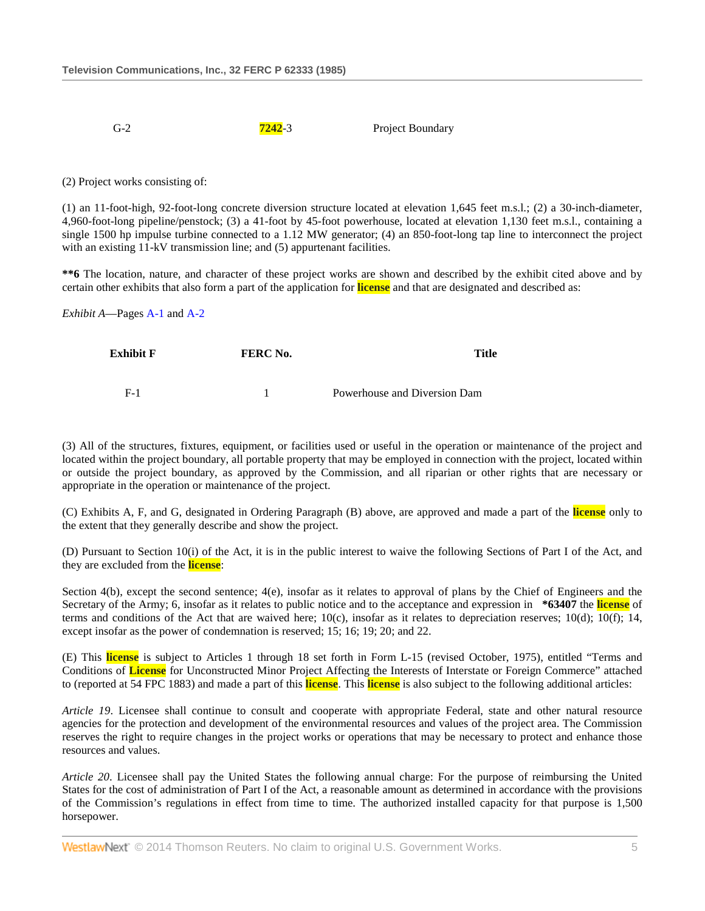| G-2 | 7242-3 | Project Boundary |
|---|---|---|

(2) Project works consisting of:

(1) an 11-foot-high, 92-foot-long concrete diversion structure located at elevation 1,645 feet m.s.l.; (2) a 30-inch-diameter, 4,960-foot-long pipeline/penstock; (3) a 41-foot by 45-foot powerhouse, located at elevation 1,130 feet m.s.l., containing a single 1500 hp impulse turbine connected to a 1.12 MW generator; (4) an 850-foot-long tap line to interconnect the project with an existing 11-kV transmission line; and (5) appurtenant facilities.

**\*\*6** The location, nature, and character of these project works are shown and described by the exhibit cited above and by certain other exhibits that also form a part of the application for license and that are designated and described as:

*Exhibit A*—Pages A-1 and A-2

| Exhibit F | FERC No. | Title |
|---|---|---|
| F-1 | 1 | Powerhouse and Diversion Dam |

(3) All of the structures, fixtures, equipment, or facilities used or useful in the operation or maintenance of the project and located within the project boundary, all portable property that may be employed in connection with the project, located within or outside the project boundary, as approved by the Commission, and all riparian or other rights that are necessary or appropriate in the operation or maintenance of the project.

(C) Exhibits A, F, and G, designated in Ordering Paragraph (B) above, are approved and made a part of the license only to the extent that they generally describe and show the project.

(D) Pursuant to Section 10(i) of the Act, it is in the public interest to waive the following Sections of Part I of the Act, and they are excluded from the license:

Section 4(b), except the second sentence; 4(e), insofar as it relates to approval of plans by the Chief of Engineers and the Secretary of the Army; 6, insofar as it relates to public notice and to the acceptance and expression in **\*63407** the license of terms and conditions of the Act that are waived here; 10(c), insofar as it relates to depreciation reserves; 10(d); 10(f); 14, except insofar as the power of condemnation is reserved; 15; 16; 19; 20; and 22.

(E) This license is subject to Articles 1 through 18 set forth in Form L-15 (revised October, 1975), entitled "Terms and Conditions of License for Unconstructed Minor Project Affecting the Interests of Interstate or Foreign Commerce" attached to (reported at 54 FPC 1883) and made a part of this license. This license is also subject to the following additional articles:

*Article 19*. Licensee shall continue to consult and cooperate with appropriate Federal, state and other natural resource agencies for the protection and development of the environmental resources and values of the project area. The Commission reserves the right to require changes in the project works or operations that may be necessary to protect and enhance those resources and values.

*Article 20*. Licensee shall pay the United States the following annual charge: For the purpose of reimbursing the United States for the cost of administration of Part I of the Act, a reasonable amount as determined in accordance with the provisions of the Commission's regulations in effect from time to time. The authorized installed capacity for that purpose is 1,500 horsepower.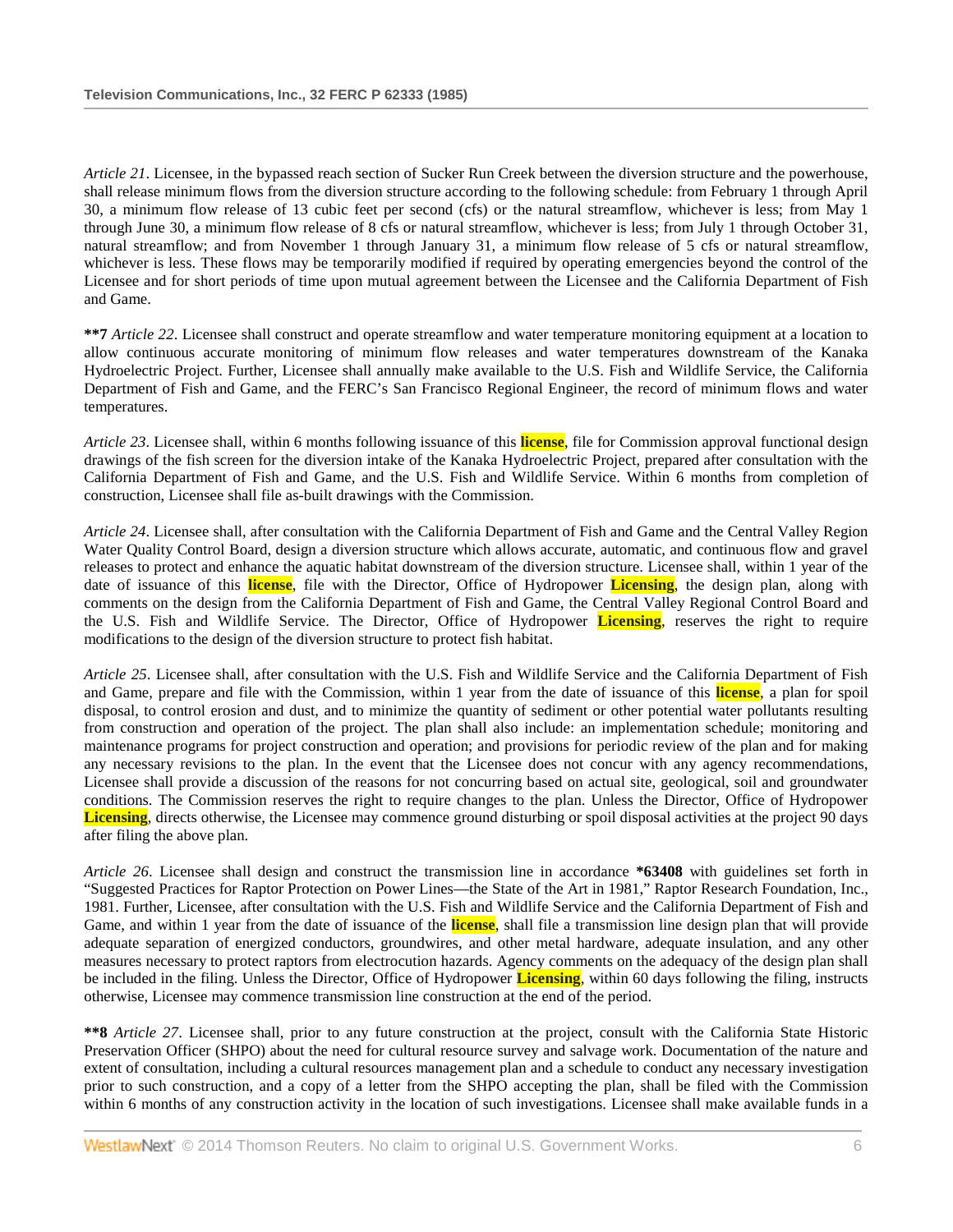*Article 21*. Licensee, in the bypassed reach section of Sucker Run Creek between the diversion structure and the powerhouse, shall release minimum flows from the diversion structure according to the following schedule: from February 1 through April 30, a minimum flow release of 13 cubic feet per second (cfs) or the natural streamflow, whichever is less; from May 1 through June 30, a minimum flow release of 8 cfs or natural streamflow, whichever is less; from July 1 through October 31, natural streamflow; and from November 1 through January 31, a minimum flow release of 5 cfs or natural streamflow, whichever is less. These flows may be temporarily modified if required by operating emergencies beyond the control of the Licensee and for short periods of time upon mutual agreement between the Licensee and the California Department of Fish and Game.

**\*\*7** *Article 22*. Licensee shall construct and operate streamflow and water temperature monitoring equipment at a location to allow continuous accurate monitoring of minimum flow releases and water temperatures downstream of the Kanaka Hydroelectric Project. Further, Licensee shall annually make available to the U.S. Fish and Wildlife Service, the California Department of Fish and Game, and the FERC's San Francisco Regional Engineer, the record of minimum flows and water temperatures.

*Article 23*. Licensee shall, within 6 months following issuance of this **license**, file for Commission approval functional design drawings of the fish screen for the diversion intake of the Kanaka Hydroelectric Project, prepared after consultation with the California Department of Fish and Game, and the U.S. Fish and Wildlife Service. Within 6 months from completion of construction, Licensee shall file as-built drawings with the Commission.

*Article 24*. Licensee shall, after consultation with the California Department of Fish and Game and the Central Valley Region Water Quality Control Board, design a diversion structure which allows accurate, automatic, and continuous flow and gravel releases to protect and enhance the aquatic habitat downstream of the diversion structure. Licensee shall, within 1 year of the date of issuance of this **license**, file with the Director, Office of Hydropower **Licensing**, the design plan, along with comments on the design from the California Department of Fish and Game, the Central Valley Regional Control Board and the U.S. Fish and Wildlife Service. The Director, Office of Hydropower **Licensing**, reserves the right to require modifications to the design of the diversion structure to protect fish habitat.

*Article 25*. Licensee shall, after consultation with the U.S. Fish and Wildlife Service and the California Department of Fish and Game, prepare and file with the Commission, within 1 year from the date of issuance of this **license**, a plan for spoil disposal, to control erosion and dust, and to minimize the quantity of sediment or other potential water pollutants resulting from construction and operation of the project. The plan shall also include: an implementation schedule; monitoring and maintenance programs for project construction and operation; and provisions for periodic review of the plan and for making any necessary revisions to the plan. In the event that the Licensee does not concur with any agency recommendations, Licensee shall provide a discussion of the reasons for not concurring based on actual site, geological, soil and groundwater conditions. The Commission reserves the right to require changes to the plan. Unless the Director, Office of Hydropower **Licensing**, directs otherwise, the Licensee may commence ground disturbing or spoil disposal activities at the project 90 days after filing the above plan.

*Article 26*. Licensee shall design and construct the transmission line in accordance **\*63408** with guidelines set forth in "Suggested Practices for Raptor Protection on Power Lines—the State of the Art in 1981," Raptor Research Foundation, Inc., 1981. Further, Licensee, after consultation with the U.S. Fish and Wildlife Service and the California Department of Fish and Game, and within 1 year from the date of issuance of the **license**, shall file a transmission line design plan that will provide adequate separation of energized conductors, groundwires, and other metal hardware, adequate insulation, and any other measures necessary to protect raptors from electrocution hazards. Agency comments on the adequacy of the design plan shall be included in the filing. Unless the Director, Office of Hydropower **Licensing**, within 60 days following the filing, instructs otherwise, Licensee may commence transmission line construction at the end of the period.

**\*\*8** *Article 27*. Licensee shall, prior to any future construction at the project, consult with the California State Historic Preservation Officer (SHPO) about the need for cultural resource survey and salvage work. Documentation of the nature and extent of consultation, including a cultural resources management plan and a schedule to conduct any necessary investigation prior to such construction, and a copy of a letter from the SHPO accepting the plan, shall be filed with the Commission within 6 months of any construction activity in the location of such investigations. Licensee shall make available funds in a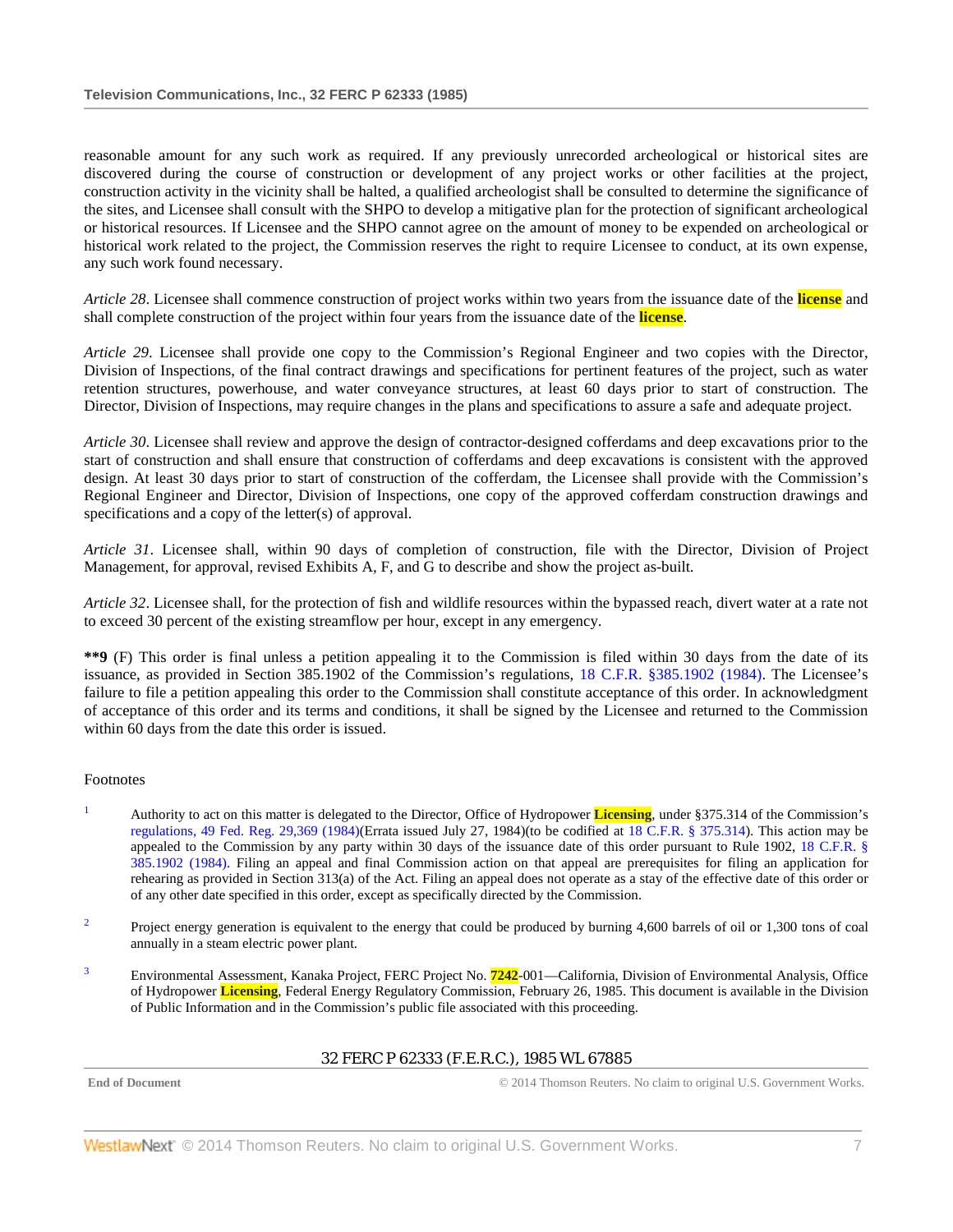reasonable amount for any such work as required. If any previously unrecorded archeological or historical sites are discovered during the course of construction or development of any project works or other facilities at the project, construction activity in the vicinity shall be halted, a qualified archeologist shall be consulted to determine the significance of the sites, and Licensee shall consult with the SHPO to develop a mitigative plan for the protection of significant archeological or historical resources. If Licensee and the SHPO cannot agree on the amount of money to be expended on archeological or historical work related to the project, the Commission reserves the right to require Licensee to conduct, at its own expense, any such work found necessary.

*Article 28*. Licensee shall commence construction of project works within two years from the issuance date of the **license** and shall complete construction of the project within four years from the issuance date of the **license**.

*Article 29*. Licensee shall provide one copy to the Commission's Regional Engineer and two copies with the Director, Division of Inspections, of the final contract drawings and specifications for pertinent features of the project, such as water retention structures, powerhouse, and water conveyance structures, at least 60 days prior to start of construction. The Director, Division of Inspections, may require changes in the plans and specifications to assure a safe and adequate project.

*Article 30*. Licensee shall review and approve the design of contractor-designed cofferdams and deep excavations prior to the start of construction and shall ensure that construction of cofferdams and deep excavations is consistent with the approved design. At least 30 days prior to start of construction of the cofferdam, the Licensee shall provide with the Commission's Regional Engineer and Director, Division of Inspections, one copy of the approved cofferdam construction drawings and specifications and a copy of the letter(s) of approval.

*Article 31*. Licensee shall, within 90 days of completion of construction, file with the Director, Division of Project Management, for approval, revised Exhibits A, F, and G to describe and show the project as-built.

*Article 32*. Licensee shall, for the protection of fish and wildlife resources within the bypassed reach, divert water at a rate not to exceed 30 percent of the existing streamflow per hour, except in any emergency.

**\*\*9** (F) This order is final unless a petition appealing it to the Commission is filed within 30 days from the date of its issuance, as provided in Section 385.1902 of the Commission's regulations, 18 C.F.R. §385.1902 (1984). The Licensee's failure to file a petition appealing this order to the Commission shall constitute acceptance of this order. In acknowledgment of acceptance of this order and its terms and conditions, it shall be signed by the Licensee and returned to the Commission within 60 days from the date this order is issued.

Footnotes

[1] Authority to act on this matter is delegated to the Director, Office of Hydropower **Licensing**, under §375.314 of the Commission's regulations, 49 Fed. Reg. 29,369 (1984)(Errata issued July 27, 1984)(to be codified at 18 C.F.R. § 375.314). This action may be appealed to the Commission by any party within 30 days of the issuance date of this order pursuant to Rule 1902, 18 C.F.R. § 385.1902 (1984). Filing an appeal and final Commission action on that appeal are prerequisites for filing an application for rehearing as provided in Section 313(a) of the Act. Filing an appeal does not operate as a stay of the effective date of this order or of any other date specified in this order, except as specifically directed by the Commission.

[2] Project energy generation is equivalent to the energy that could be produced by burning 4,600 barrels of oil or 1,300 tons of coal annually in a steam electric power plant.

[3] Environmental Assessment, Kanaka Project, FERC Project No. **7242**-001—California, Division of Environmental Analysis, Office of Hydropower **Licensing**, Federal Energy Regulatory Commission, February 26, 1985. This document is available in the Division of Public Information and in the Commission's public file associated with this proceeding.

32 FERC P 62333 (F.E.R.C.), 1985 WL 67885

**End of Document** © 2014 Thomson Reuters. No claim to original U.S. Government Works.